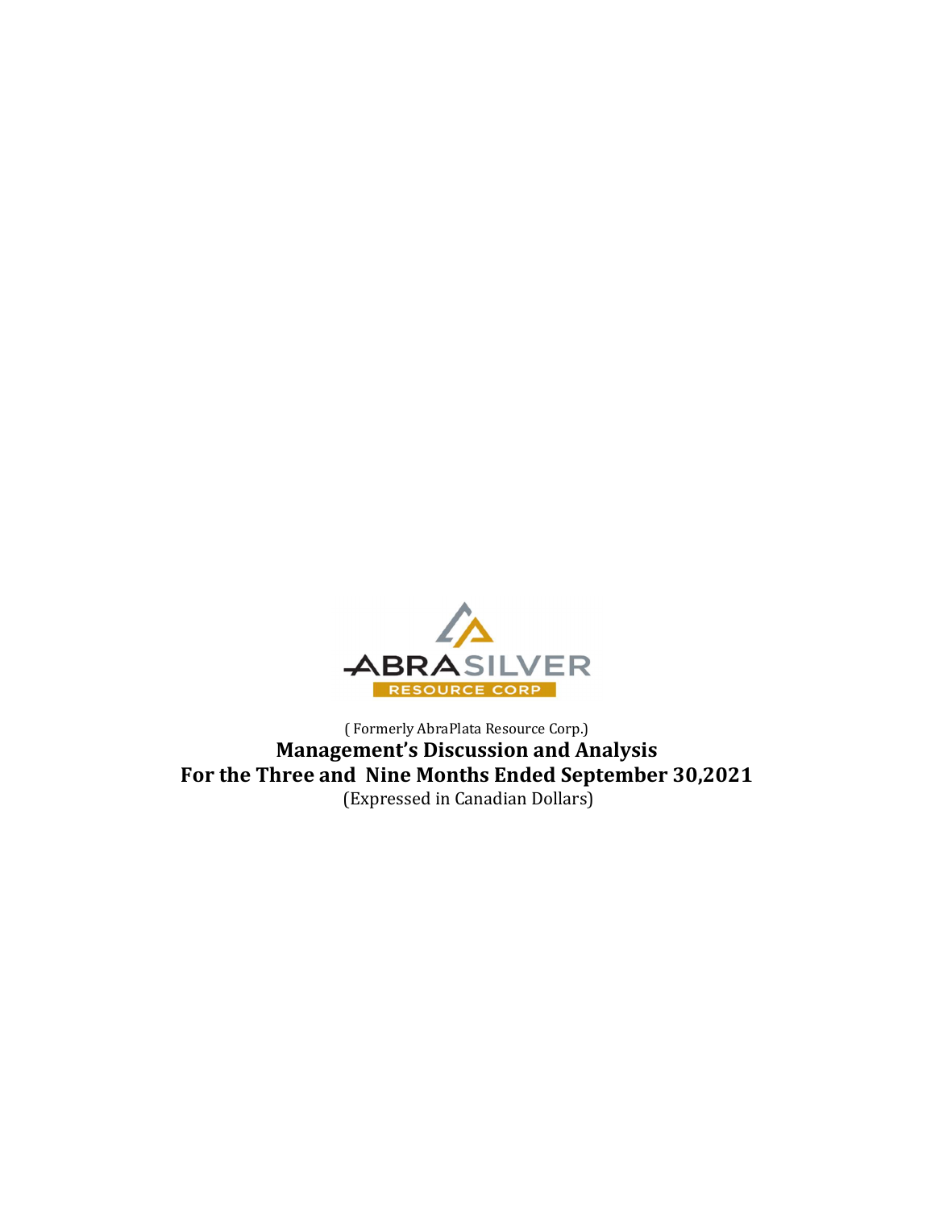ABRASILVER
RESOURCE CORP

( Formerly AbraPlata Resource Corp.)

# Management's Discussion and Analysis

# For the Three and Nine Months Ended September 30,2021

(Expressed in Canadian Dollars)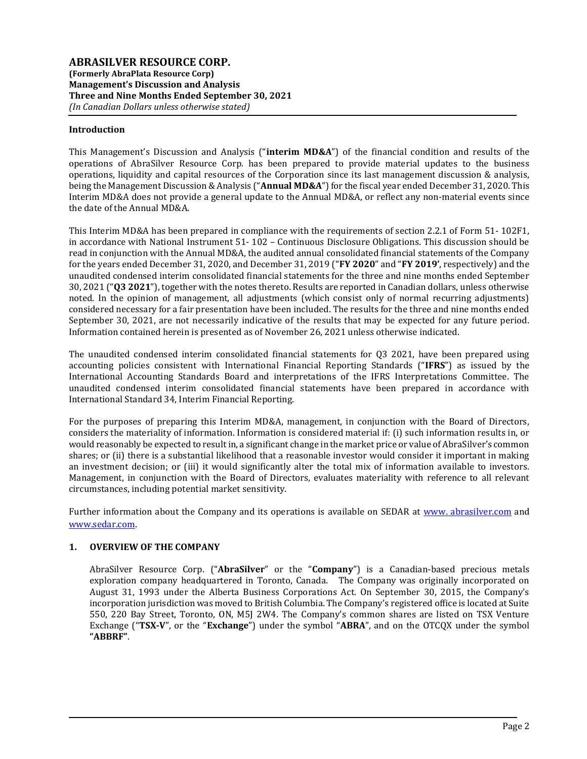# ABRASILVER RESOURCE CORP.

**(Formerly AbraPlata Resource Corp)**
**Management's Discussion and Analysis**
**Three and Nine Months Ended September 30, 2021**
*(In Canadian Dollars unless otherwise stated)*

## Introduction

This Management's Discussion and Analysis ("**interim MD&A**") of the financial condition and results of the operations of AbraSilver Resource Corp. has been prepared to provide material updates to the business operations, liquidity and capital resources of the Corporation since its last management discussion & analysis, being the Management Discussion & Analysis ("**Annual MD&A**") for the fiscal year ended December 31, 2020. This Interim MD&A does not provide a general update to the Annual MD&A, or reflect any non-material events since the date of the Annual MD&A.

This Interim MD&A has been prepared in compliance with the requirements of section 2.2.1 of Form 51- 102F1, in accordance with National Instrument 51- 102 – Continuous Disclosure Obligations. This discussion should be read in conjunction with the Annual MD&A, the audited annual consolidated financial statements of the Company for the years ended December 31, 2020, and December 31, 2019 ("**FY 2020**" and "**FY 2019'**, respectively) and the unaudited condensed interim consolidated financial statements for the three and nine months ended September 30, 2021 ("**Q3 2021**"), together with the notes thereto. Results are reported in Canadian dollars, unless otherwise noted. In the opinion of management, all adjustments (which consist only of normal recurring adjustments) considered necessary for a fair presentation have been included. The results for the three and nine months ended September 30, 2021, are not necessarily indicative of the results that may be expected for any future period. Information contained herein is presented as of November 26, 2021 unless otherwise indicated.

The unaudited condensed interim consolidated financial statements for Q3 2021, have been prepared using accounting policies consistent with International Financial Reporting Standards ("**IFRS**") as issued by the International Accounting Standards Board and interpretations of the IFRS Interpretations Committee. The unaudited condensed interim consolidated financial statements have been prepared in accordance with International Standard 34, Interim Financial Reporting.

For the purposes of preparing this Interim MD&A, management, in conjunction with the Board of Directors, considers the materiality of information. Information is considered material if: (i) such information results in, or would reasonably be expected to result in, a significant change in the market price or value of AbraSilver's common shares; or (ii) there is a substantial likelihood that a reasonable investor would consider it important in making an investment decision; or (iii) it would significantly alter the total mix of information available to investors. Management, in conjunction with the Board of Directors, evaluates materiality with reference to all relevant circumstances, including potential market sensitivity.

Further information about the Company and its operations is available on SEDAR at www. abrasilver.com and www.sedar.com.

## 1. OVERVIEW OF THE COMPANY

AbraSilver Resource Corp. ("**AbraSilver**" or the "**Company**") is a Canadian-based precious metals exploration company headquartered in Toronto, Canada. The Company was originally incorporated on August 31, 1993 under the Alberta Business Corporations Act. On September 30, 2015, the Company's incorporation jurisdiction was moved to British Columbia. The Company's registered office is located at Suite 550, 220 Bay Street, Toronto, ON, M5J 2W4. The Company's common shares are listed on TSX Venture Exchange ("**TSX-V**", or the "**Exchange**") under the symbol "**ABRA**", and on the OTCQX under the symbol **"ABBRF"**.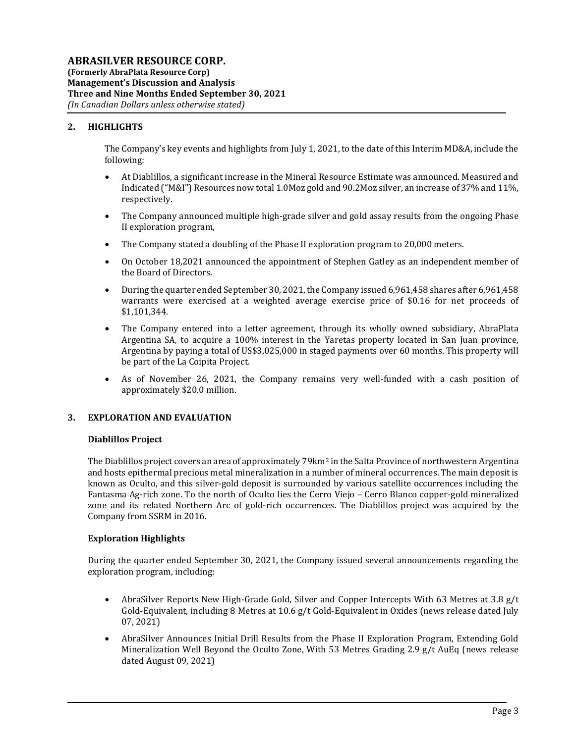## 2. HIGHLIGHTS

The Company's key events and highlights from July 1, 2021, to the date of this Interim MD&A, include the following:

- At Diablillos, a significant increase in the Mineral Resource Estimate was announced. Measured and Indicated ("M&I") Resources now total 1.0Moz gold and 90.2Moz silver, an increase of 37% and 11%, respectively.
- The Company announced multiple high-grade silver and gold assay results from the ongoing Phase II exploration program,
- The Company stated a doubling of the Phase II exploration program to 20,000 meters.
- On October 18,2021 announced the appointment of Stephen Gatley as an independent member of the Board of Directors.
- During the quarter ended September 30, 2021, the Company issued 6,961,458 shares after 6,961,458 warrants were exercised at a weighted average exercise price of $0.16 for net proceeds of $1,101,344.
- The Company entered into a letter agreement, through its wholly owned subsidiary, AbraPlata Argentina SA, to acquire a 100% interest in the Yaretas property located in San Juan province, Argentina by paying a total of US$3,025,000 in staged payments over 60 months. This property will be part of the La Coipita Project.
- As of November 26, 2021, the Company remains very well-funded with a cash position of approximately $20.0 million.

## 3. EXPLORATION AND EVALUATION

### Diablillos Project

The Diablillos project covers an area of approximately 79km$^2$ in the Salta Province of northwestern Argentina and hosts epithermal precious metal mineralization in a number of mineral occurrences. The main deposit is known as Oculto, and this silver-gold deposit is surrounded by various satellite occurrences including the Fantasma Ag-rich zone. To the north of Oculto lies the Cerro Viejo – Cerro Blanco copper-gold mineralized zone and its related Northern Arc of gold-rich occurrences. The Diablillos project was acquired by the Company from SSRM in 2016.

### Exploration Highlights

During the quarter ended September 30, 2021, the Company issued several announcements regarding the exploration program, including:

- AbraSilver Reports New High-Grade Gold, Silver and Copper Intercepts With 63 Metres at 3.8 g/t Gold-Equivalent, including 8 Metres at 10.6 g/t Gold-Equivalent in Oxides (news release dated July 07, 2021)
- AbraSilver Announces Initial Drill Results from the Phase II Exploration Program, Extending Gold Mineralization Well Beyond the Oculto Zone, With 53 Metres Grading 2.9 g/t AuEq (news release dated August 09, 2021)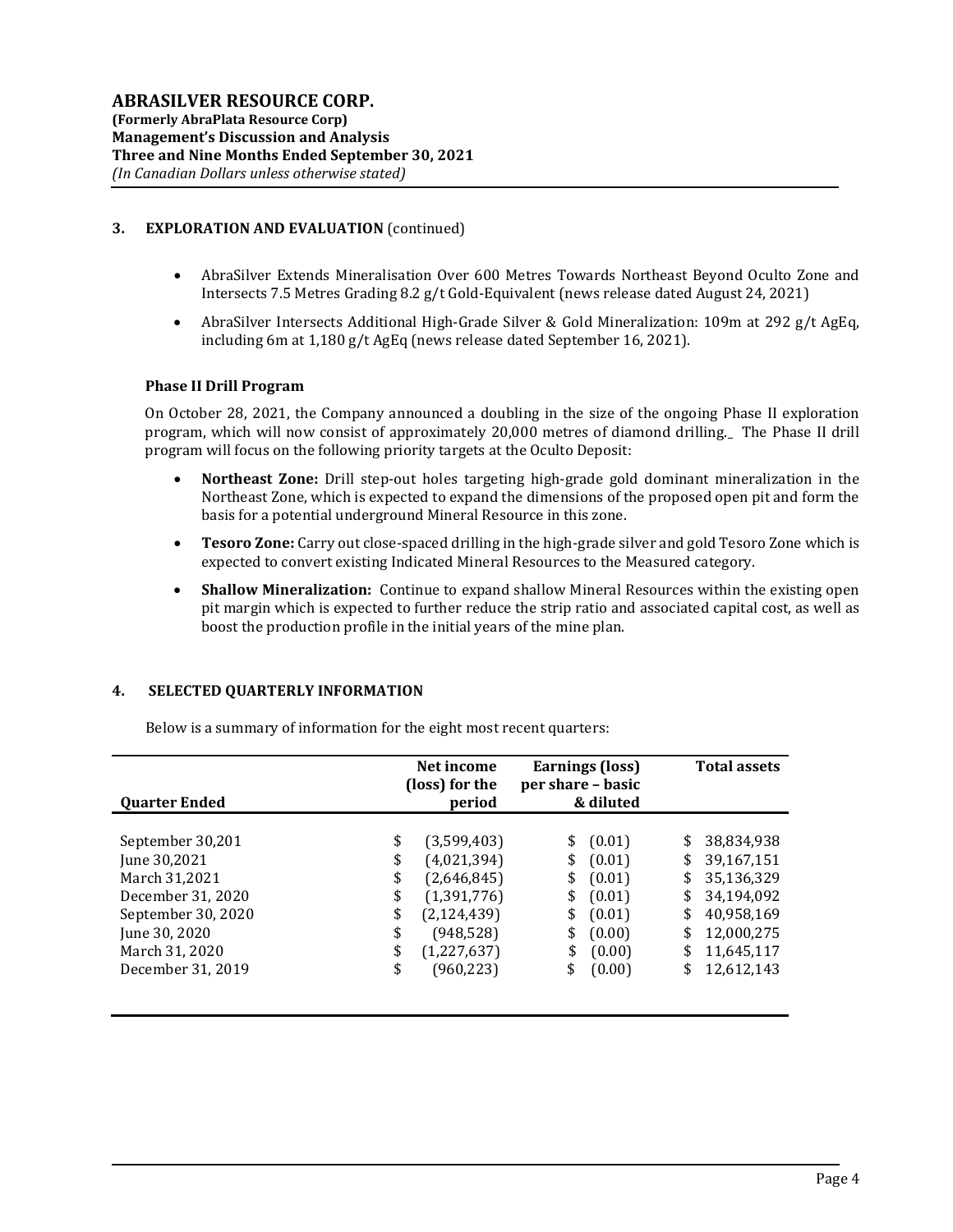## 3. EXPLORATION AND EVALUATION (continued)

- AbraSilver Extends Mineralisation Over 600 Metres Towards Northeast Beyond Oculto Zone and Intersects 7.5 Metres Grading 8.2 g/t Gold-Equivalent (news release dated August 24, 2021)
- AbraSilver Intersects Additional High-Grade Silver & Gold Mineralization: 109m at 292 g/t AgEq, including 6m at 1,180 g/t AgEq (news release dated September 16, 2021).

### Phase II Drill Program

On October 28, 2021, the Company announced a doubling in the size of the ongoing Phase II exploration program, which will now consist of approximately 20,000 metres of diamond drilling. The Phase II drill program will focus on the following priority targets at the Oculto Deposit:

- **Northeast Zone:** Drill step-out holes targeting high-grade gold dominant mineralization in the Northeast Zone, which is expected to expand the dimensions of the proposed open pit and form the basis for a potential underground Mineral Resource in this zone.
- **Tesoro Zone:** Carry out close-spaced drilling in the high-grade silver and gold Tesoro Zone which is expected to convert existing Indicated Mineral Resources to the Measured category.
- **Shallow Mineralization:** Continue to expand shallow Mineral Resources within the existing open pit margin which is expected to further reduce the strip ratio and associated capital cost, as well as boost the production profile in the initial years of the mine plan.

## 4. SELECTED QUARTERLY INFORMATION

Below is a summary of information for the eight most recent quarters:

| Quarter Ended | Net income (loss) for the period | Earnings (loss) per share – basic & diluted | Total assets |
|---|---|---|---|
| September 30,201 | $ (3,599,403) | $ (0.01) | $ 38,834,938 |
| June 30,2021 | $ (4,021,394) | $ (0.01) | $ 39,167,151 |
| March 31,2021 | $ (2,646,845) | $ (0.01) | $ 35,136,329 |
| December 31, 2020 | $ (1,391,776) | $ (0.01) | $ 34,194,092 |
| September 30, 2020 | $ (2,124,439) | $ (0.01) | $ 40,958,169 |
| June 30, 2020 | $ (948,528) | $ (0.00) | $ 12,000,275 |
| March 31, 2020 | $ (1,227,637) | $ (0.00) | $ 11,645,117 |
| December 31, 2019 | $ (960,223) | $ (0.00) | $ 12,612,143 |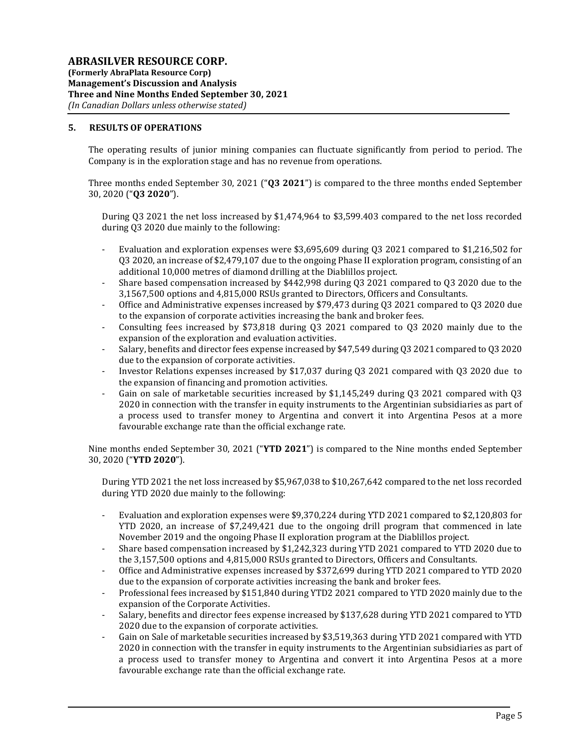## 5. RESULTS OF OPERATIONS

The operating results of junior mining companies can fluctuate significantly from period to period. The Company is in the exploration stage and has no revenue from operations.

Three months ended September 30, 2021 ("**Q3 2021**") is compared to the three months ended September 30, 2020 ("**Q3 2020**").

During Q3 2021 the net loss increased by $1,474,964 to $3,599.403 compared to the net loss recorded during Q3 2020 due mainly to the following:

- Evaluation and exploration expenses were $3,695,609 during Q3 2021 compared to $1,216,502 for Q3 2020, an increase of $2,479,107 due to the ongoing Phase II exploration program, consisting of an additional 10,000 metres of diamond drilling at the Diablillos project.
- Share based compensation increased by $442,998 during Q3 2021 compared to Q3 2020 due to the 3,1567,500 options and 4,815,000 RSUs granted to Directors, Officers and Consultants.
- Office and Administrative expenses increased by $79,473 during Q3 2021 compared to Q3 2020 due to the expansion of corporate activities increasing the bank and broker fees.
- Consulting fees increased by $73,818 during Q3 2021 compared to Q3 2020 mainly due to the expansion of the exploration and evaluation activities.
- Salary, benefits and director fees expense increased by $47,549 during Q3 2021 compared to Q3 2020 due to the expansion of corporate activities.
- Investor Relations expenses increased by $17,037 during Q3 2021 compared with Q3 2020 due to the expansion of financing and promotion activities.
- Gain on sale of marketable securities increased by $1,145,249 during Q3 2021 compared with Q3 2020 in connection with the transfer in equity instruments to the Argentinian subsidiaries as part of a process used to transfer money to Argentina and convert it into Argentina Pesos at a more favourable exchange rate than the official exchange rate.

Nine months ended September 30, 2021 ("**YTD 2021**") is compared to the Nine months ended September 30, 2020 ("**YTD 2020**").

During YTD 2021 the net loss increased by $5,967,038 to $10,267,642 compared to the net loss recorded during YTD 2020 due mainly to the following:

- Evaluation and exploration expenses were $9,370,224 during YTD 2021 compared to $2,120,803 for YTD 2020, an increase of $7,249,421 due to the ongoing drill program that commenced in late November 2019 and the ongoing Phase II exploration program at the Diablillos project.
- Share based compensation increased by $1,242,323 during YTD 2021 compared to YTD 2020 due to the 3,157,500 options and 4,815,000 RSUs granted to Directors, Officers and Consultants.
- Office and Administrative expenses increased by $372,699 during YTD 2021 compared to YTD 2020 due to the expansion of corporate activities increasing the bank and broker fees.
- Professional fees increased by $151,840 during YTD2 2021 compared to YTD 2020 mainly due to the expansion of the Corporate Activities.
- Salary, benefits and director fees expense increased by $137,628 during YTD 2021 compared to YTD 2020 due to the expansion of corporate activities.
- Gain on Sale of marketable securities increased by $3,519,363 during YTD 2021 compared with YTD 2020 in connection with the transfer in equity instruments to the Argentinian subsidiaries as part of a process used to transfer money to Argentina and convert it into Argentina Pesos at a more favourable exchange rate than the official exchange rate.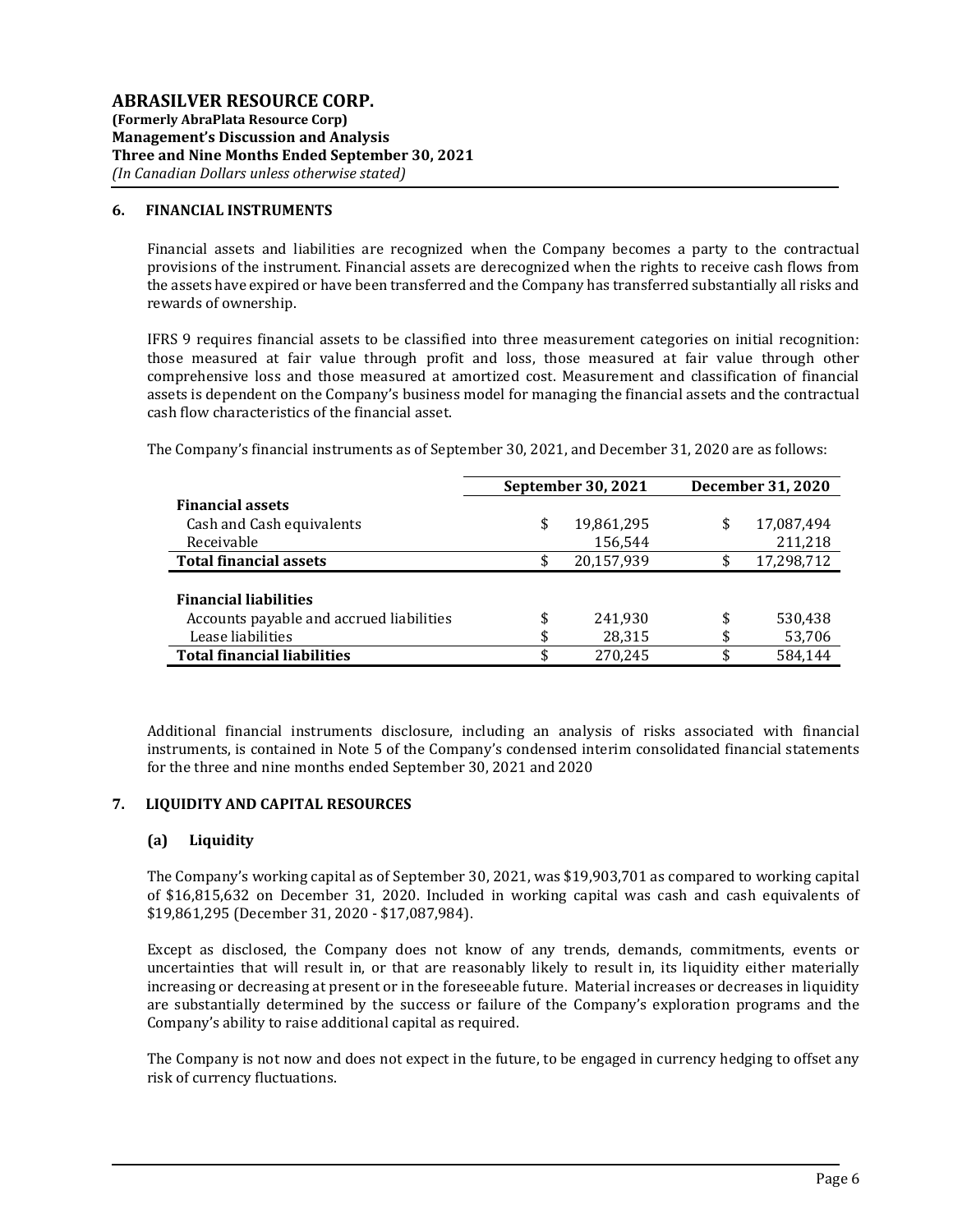## 6. FINANCIAL INSTRUMENTS

Financial assets and liabilities are recognized when the Company becomes a party to the contractual provisions of the instrument. Financial assets are derecognized when the rights to receive cash flows from the assets have expired or have been transferred and the Company has transferred substantially all risks and rewards of ownership.

IFRS 9 requires financial assets to be classified into three measurement categories on initial recognition: those measured at fair value through profit and loss, those measured at fair value through other comprehensive loss and those measured at amortized cost. Measurement and classification of financial assets is dependent on the Company's business model for managing the financial assets and the contractual cash flow characteristics of the financial asset.

The Company's financial instruments as of September 30, 2021, and December 31, 2020 are as follows:

| | September 30, 2021 | December 31, 2020 |
|---|---|---|
| **Financial assets** | | |
| Cash and Cash equivalents | $ 19,861,295 | $ 17,087,494 |
| Receivable | 156,544 | 211,218 |
| **Total financial assets** | $ 20,157,939 | $ 17,298,712 |
| **Financial liabilities** | | |
| Accounts payable and accrued liabilities | $ 241,930 | $ 530,438 |
| Lease liabilities | $ 28,315 | $ 53,706 |
| **Total financial liabilities** | $ 270,245 | $ 584,144 |

Additional financial instruments disclosure, including an analysis of risks associated with financial instruments, is contained in Note 5 of the Company's condensed interim consolidated financial statements for the three and nine months ended September 30, 2021 and 2020

## 7. LIQUIDITY AND CAPITAL RESOURCES

### (a) Liquidity

The Company's working capital as of September 30, 2021, was $19,903,701 as compared to working capital of $16,815,632 on December 31, 2020. Included in working capital was cash and cash equivalents of $19,861,295 (December 31, 2020 - $17,087,984).

Except as disclosed, the Company does not know of any trends, demands, commitments, events or uncertainties that will result in, or that are reasonably likely to result in, its liquidity either materially increasing or decreasing at present or in the foreseeable future. Material increases or decreases in liquidity are substantially determined by the success or failure of the Company's exploration programs and the Company's ability to raise additional capital as required.

The Company is not now and does not expect in the future, to be engaged in currency hedging to offset any risk of currency fluctuations.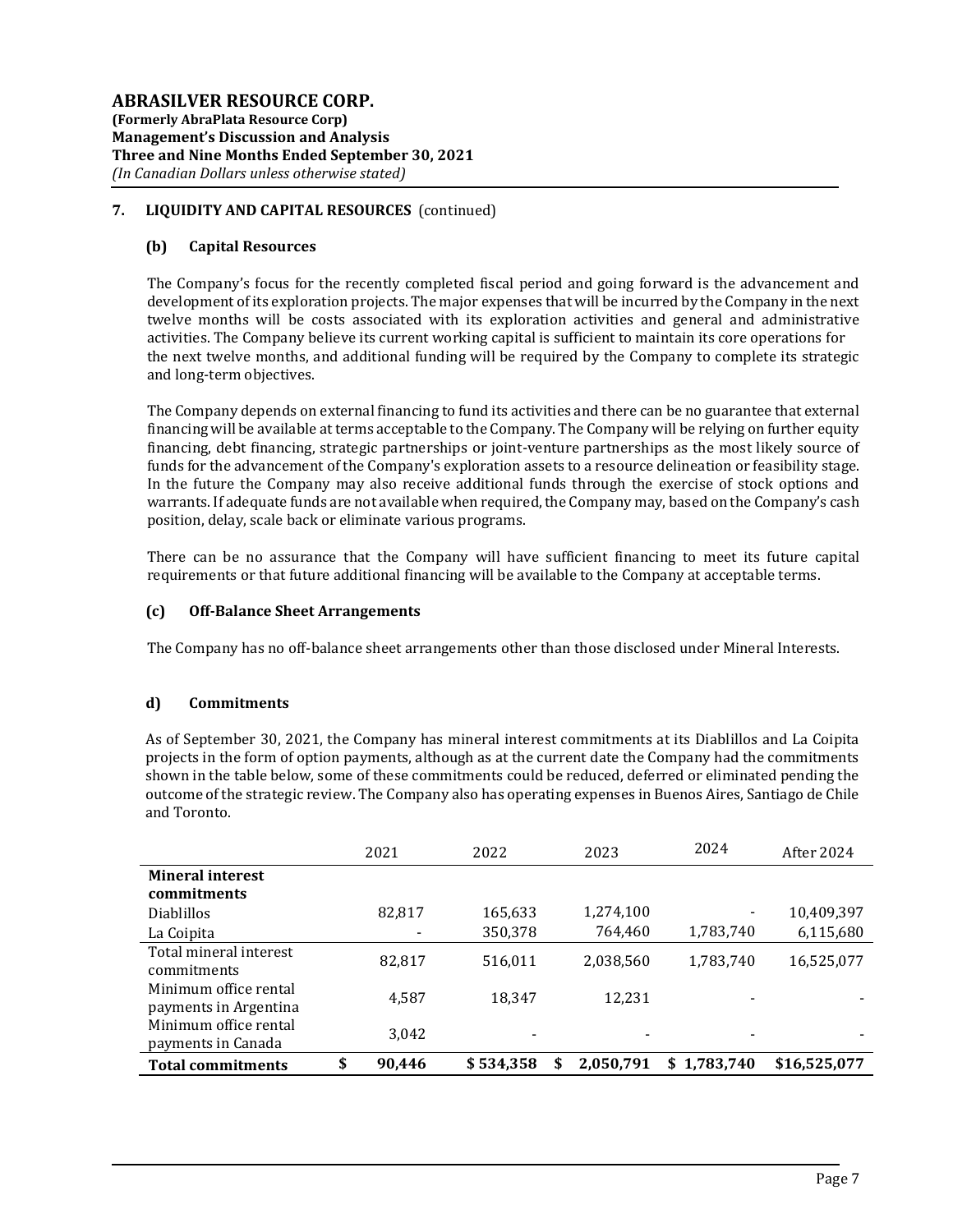**ABRASILVER RESOURCE CORP.**
**(Formerly AbraPlata Resource Corp)**
**Management's Discussion and Analysis**
**Three and Nine Months Ended September 30, 2021**
*(In Canadian Dollars unless otherwise stated)*

## 7. LIQUIDITY AND CAPITAL RESOURCES (continued)

### (b) Capital Resources

The Company's focus for the recently completed fiscal period and going forward is the advancement and development of its exploration projects. The major expenses that will be incurred by the Company in the next twelve months will be costs associated with its exploration activities and general and administrative activities. The Company believe its current working capital is sufficient to maintain its core operations for the next twelve months, and additional funding will be required by the Company to complete its strategic and long-term objectives.

The Company depends on external financing to fund its activities and there can be no guarantee that external financing will be available at terms acceptable to the Company. The Company will be relying on further equity financing, debt financing, strategic partnerships or joint-venture partnerships as the most likely source of funds for the advancement of the Company's exploration assets to a resource delineation or feasibility stage. In the future the Company may also receive additional funds through the exercise of stock options and warrants. If adequate funds are not available when required, the Company may, based on the Company's cash position, delay, scale back or eliminate various programs.

There can be no assurance that the Company will have sufficient financing to meet its future capital requirements or that future additional financing will be available to the Company at acceptable terms.

### (c) Off-Balance Sheet Arrangements

The Company has no off-balance sheet arrangements other than those disclosed under Mineral Interests.

### d) Commitments

As of September 30, 2021, the Company has mineral interest commitments at its Diablillos and La Coipita projects in the form of option payments, although as at the current date the Company had the commitments shown in the table below, some of these commitments could be reduced, deferred or eliminated pending the outcome of the strategic review. The Company also has operating expenses in Buenos Aires, Santiago de Chile and Toronto.

| | 2021 | 2022 | 2023 | 2024 | After 2024 |
|---|---|---|---|---|---|
| **Mineral interest commitments** | | | | | |
| Diablillos | 82,817 | 165,633 | 1,274,100 | - | 10,409,397 |
| La Coipita | - | 350,378 | 764,460 | 1,783,740 | 6,115,680 |
| Total mineral interest commitments | 82,817 | 516,011 | 2,038,560 | 1,783,740 | 16,525,077 |
| Minimum office rental payments in Argentina | 4,587 | 18,347 | 12,231 | - | - |
| Minimum office rental payments in Canada | 3,042 | - | - | - | - |
| **Total commitments** | **$ 90,446** | **$ 534,358** | **$ 2,050,791** | **$ 1,783,740** | **$16,525,077** |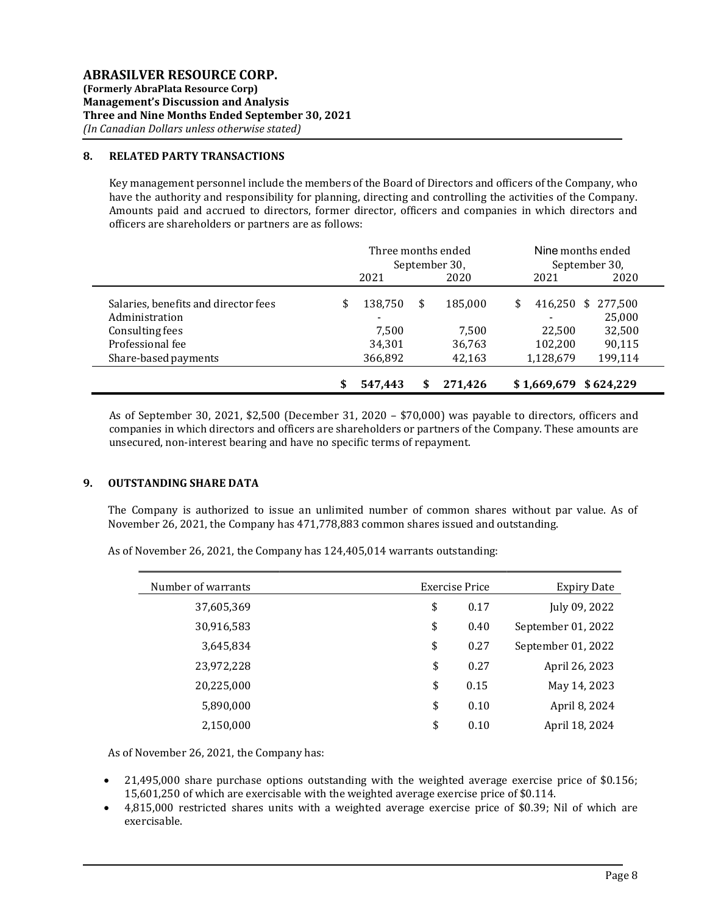## 8. RELATED PARTY TRANSACTIONS

Key management personnel include the members of the Board of Directors and officers of the Company, who have the authority and responsibility for planning, directing and controlling the activities of the Company. Amounts paid and accrued to directors, former director, officers and companies in which directors and officers are shareholders or partners are as follows:

| | Three months ended September 30, | | Nine months ended September 30, | |
|---|---|---|---|---|
| | 2021 | 2020 | 2021 | 2020 |
| Salaries, benefits and director fees | $ 138,750 | $ 185,000 | $ 416,250 | $ 277,500 |
| Administration | - | | - | 25,000 |
| Consulting fees | 7,500 | 7,500 | 22,500 | 32,500 |
| Professional fee | 34,301 | 36,763 | 102,200 | 90,115 |
| Share-based payments | 366,892 | 42,163 | 1,128,679 | 199,114 |
| | **$ 547,443** | **$ 271,426** | **$ 1,669,679** | **$ 624,229** |

As of September 30, 2021, $2,500 (December 31, 2020 – $70,000) was payable to directors, officers and companies in which directors and officers are shareholders or partners of the Company. These amounts are unsecured, non-interest bearing and have no specific terms of repayment.

## 9. OUTSTANDING SHARE DATA

The Company is authorized to issue an unlimited number of common shares without par value. As of November 26, 2021, the Company has 471,778,883 common shares issued and outstanding.

As of November 26, 2021, the Company has 124,405,014 warrants outstanding:

| Number of warrants | Exercise Price | Expiry Date |
|---|---|---|
| 37,605,369 | $ 0.17 | July 09, 2022 |
| 30,916,583 | $ 0.40 | September 01, 2022 |
| 3,645,834 | $ 0.27 | September 01, 2022 |
| 23,972,228 | $ 0.27 | April 26, 2023 |
| 20,225,000 | $ 0.15 | May 14, 2023 |
| 5,890,000 | $ 0.10 | April 8, 2024 |
| 2,150,000 | $ 0.10 | April 18, 2024 |

As of November 26, 2021, the Company has:

- 21,495,000 share purchase options outstanding with the weighted average exercise price of $0.156; 15,601,250 of which are exercisable with the weighted average exercise price of $0.114.
- 4,815,000 restricted shares units with a weighted average exercise price of $0.39; Nil of which are exercisable.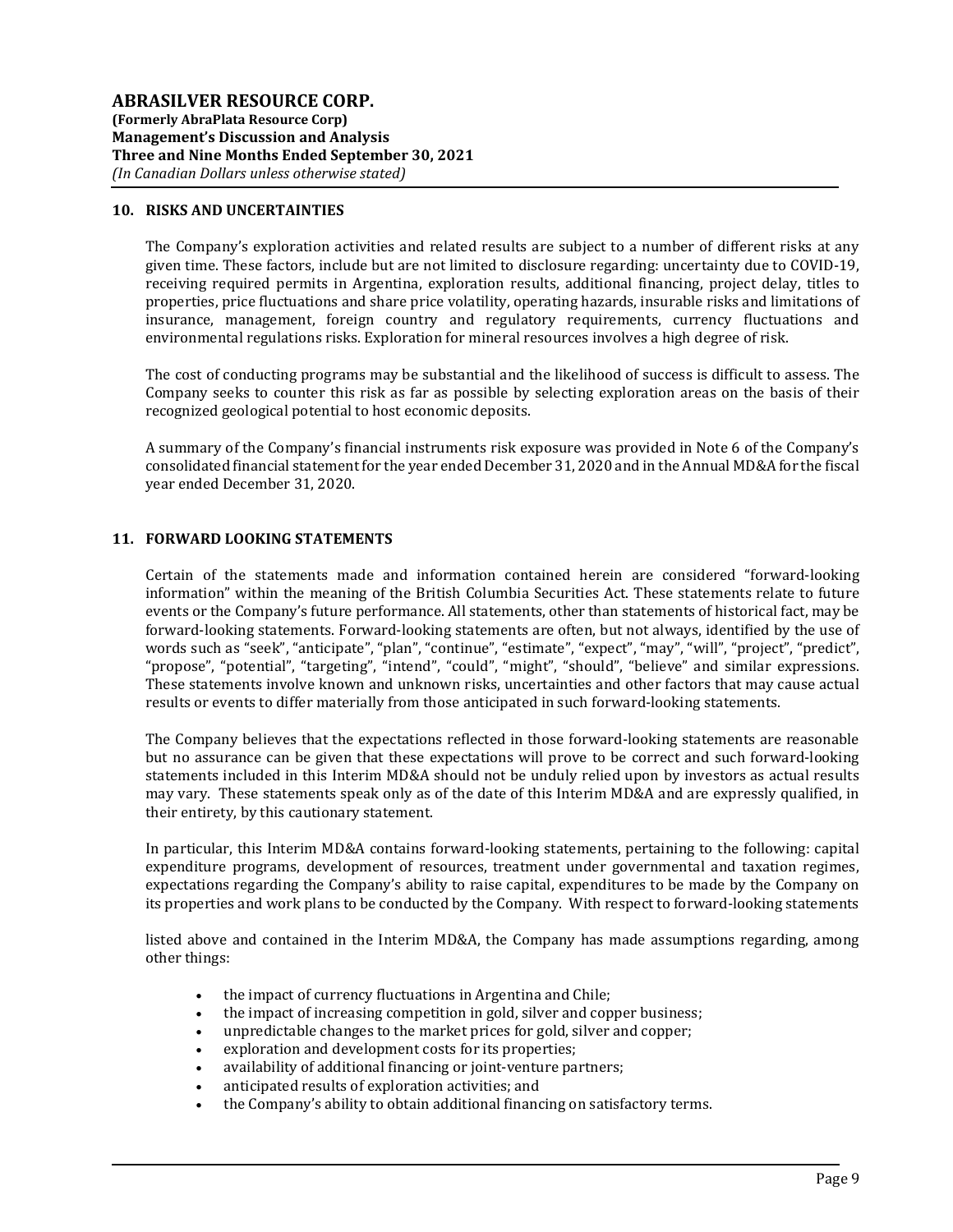## 10. RISKS AND UNCERTAINTIES

The Company's exploration activities and related results are subject to a number of different risks at any given time. These factors, include but are not limited to disclosure regarding: uncertainty due to COVID-19, receiving required permits in Argentina, exploration results, additional financing, project delay, titles to properties, price fluctuations and share price volatility, operating hazards, insurable risks and limitations of insurance, management, foreign country and regulatory requirements, currency fluctuations and environmental regulations risks. Exploration for mineral resources involves a high degree of risk.

The cost of conducting programs may be substantial and the likelihood of success is difficult to assess. The Company seeks to counter this risk as far as possible by selecting exploration areas on the basis of their recognized geological potential to host economic deposits.

A summary of the Company's financial instruments risk exposure was provided in Note 6 of the Company's consolidated financial statement for the year ended December 31, 2020 and in the Annual MD&A for the fiscal year ended December 31, 2020.

## 11. FORWARD LOOKING STATEMENTS

Certain of the statements made and information contained herein are considered "forward-looking information" within the meaning of the British Columbia Securities Act. These statements relate to future events or the Company's future performance. All statements, other than statements of historical fact, may be forward-looking statements. Forward-looking statements are often, but not always, identified by the use of words such as "seek", "anticipate", "plan", "continue", "estimate", "expect", "may", "will", "project", "predict", "propose", "potential", "targeting", "intend", "could", "might", "should", "believe" and similar expressions. These statements involve known and unknown risks, uncertainties and other factors that may cause actual results or events to differ materially from those anticipated in such forward-looking statements.

The Company believes that the expectations reflected in those forward-looking statements are reasonable but no assurance can be given that these expectations will prove to be correct and such forward-looking statements included in this Interim MD&A should not be unduly relied upon by investors as actual results may vary. These statements speak only as of the date of this Interim MD&A and are expressly qualified, in their entirety, by this cautionary statement.

In particular, this Interim MD&A contains forward-looking statements, pertaining to the following: capital expenditure programs, development of resources, treatment under governmental and taxation regimes, expectations regarding the Company's ability to raise capital, expenditures to be made by the Company on its properties and work plans to be conducted by the Company. With respect to forward-looking statements

listed above and contained in the Interim MD&A, the Company has made assumptions regarding, among other things:

- the impact of currency fluctuations in Argentina and Chile;
- the impact of increasing competition in gold, silver and copper business;
- unpredictable changes to the market prices for gold, silver and copper;
- exploration and development costs for its properties;
- availability of additional financing or joint-venture partners;
- anticipated results of exploration activities; and
- the Company's ability to obtain additional financing on satisfactory terms.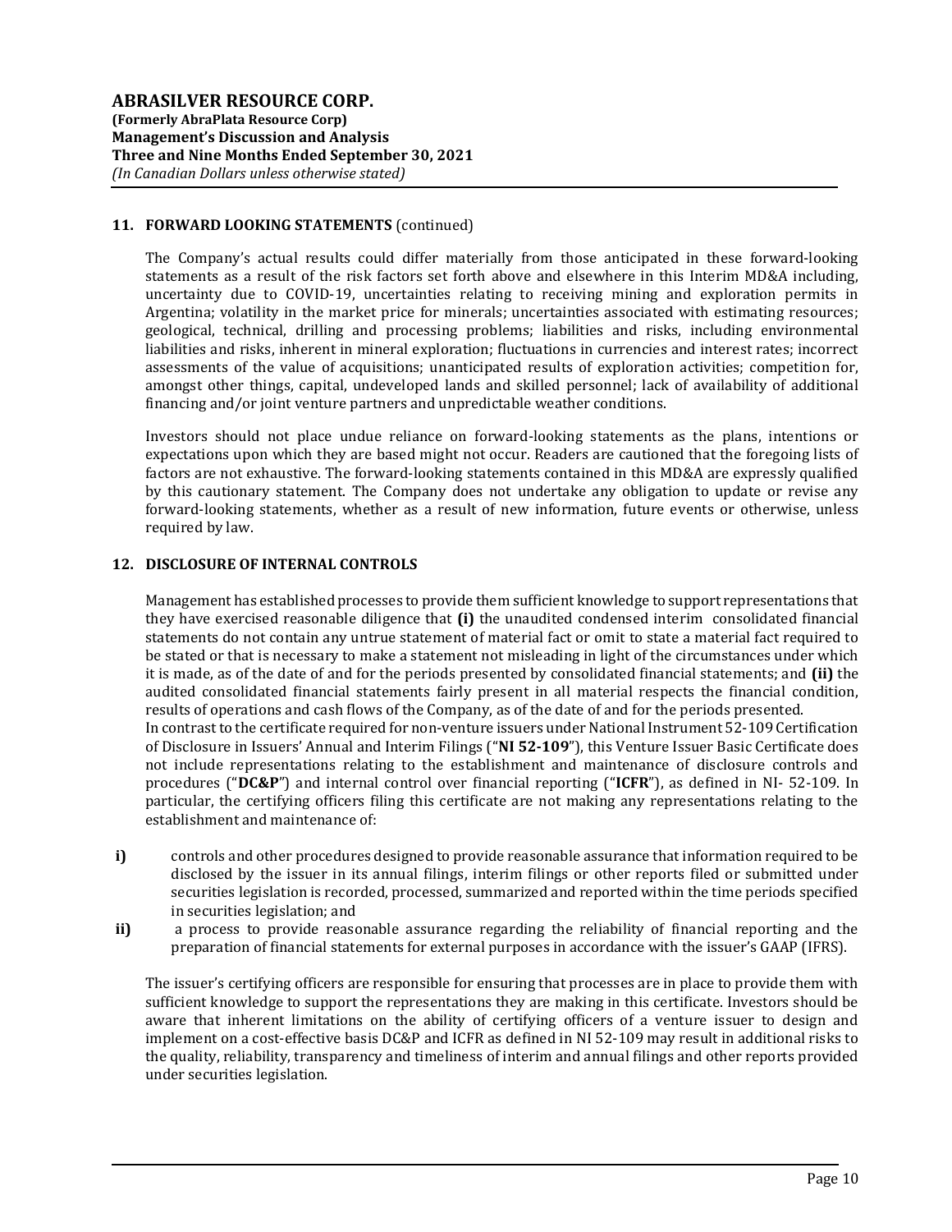## 11. FORWARD LOOKING STATEMENTS (continued)

The Company's actual results could differ materially from those anticipated in these forward-looking statements as a result of the risk factors set forth above and elsewhere in this Interim MD&A including, uncertainty due to COVID-19, uncertainties relating to receiving mining and exploration permits in Argentina; volatility in the market price for minerals; uncertainties associated with estimating resources; geological, technical, drilling and processing problems; liabilities and risks, including environmental liabilities and risks, inherent in mineral exploration; fluctuations in currencies and interest rates; incorrect assessments of the value of acquisitions; unanticipated results of exploration activities; competition for, amongst other things, capital, undeveloped lands and skilled personnel; lack of availability of additional financing and/or joint venture partners and unpredictable weather conditions.

Investors should not place undue reliance on forward-looking statements as the plans, intentions or expectations upon which they are based might not occur. Readers are cautioned that the foregoing lists of factors are not exhaustive. The forward-looking statements contained in this MD&A are expressly qualified by this cautionary statement. The Company does not undertake any obligation to update or revise any forward-looking statements, whether as a result of new information, future events or otherwise, unless required by law.

## 12. DISCLOSURE OF INTERNAL CONTROLS

Management has established processes to provide them sufficient knowledge to support representations that they have exercised reasonable diligence that **(i)** the unaudited condensed interim consolidated financial statements do not contain any untrue statement of material fact or omit to state a material fact required to be stated or that is necessary to make a statement not misleading in light of the circumstances under which it is made, as of the date of and for the periods presented by consolidated financial statements; and **(ii)** the audited consolidated financial statements fairly present in all material respects the financial condition, results of operations and cash flows of the Company, as of the date of and for the periods presented.
In contrast to the certificate required for non-venture issuers under National Instrument 52-109 Certification of Disclosure in Issuers' Annual and Interim Filings ("**NI 52-109**"), this Venture Issuer Basic Certificate does not include representations relating to the establishment and maintenance of disclosure controls and procedures ("**DC&P**") and internal control over financial reporting ("**ICFR**"), as defined in NI- 52-109. In particular, the certifying officers filing this certificate are not making any representations relating to the establishment and maintenance of:

- **i)** controls and other procedures designed to provide reasonable assurance that information required to be disclosed by the issuer in its annual filings, interim filings or other reports filed or submitted under securities legislation is recorded, processed, summarized and reported within the time periods specified in securities legislation; and
- **ii)** a process to provide reasonable assurance regarding the reliability of financial reporting and the preparation of financial statements for external purposes in accordance with the issuer's GAAP (IFRS).

The issuer's certifying officers are responsible for ensuring that processes are in place to provide them with sufficient knowledge to support the representations they are making in this certificate. Investors should be aware that inherent limitations on the ability of certifying officers of a venture issuer to design and implement on a cost-effective basis DC&P and ICFR as defined in NI 52-109 may result in additional risks to the quality, reliability, transparency and timeliness of interim and annual filings and other reports provided under securities legislation.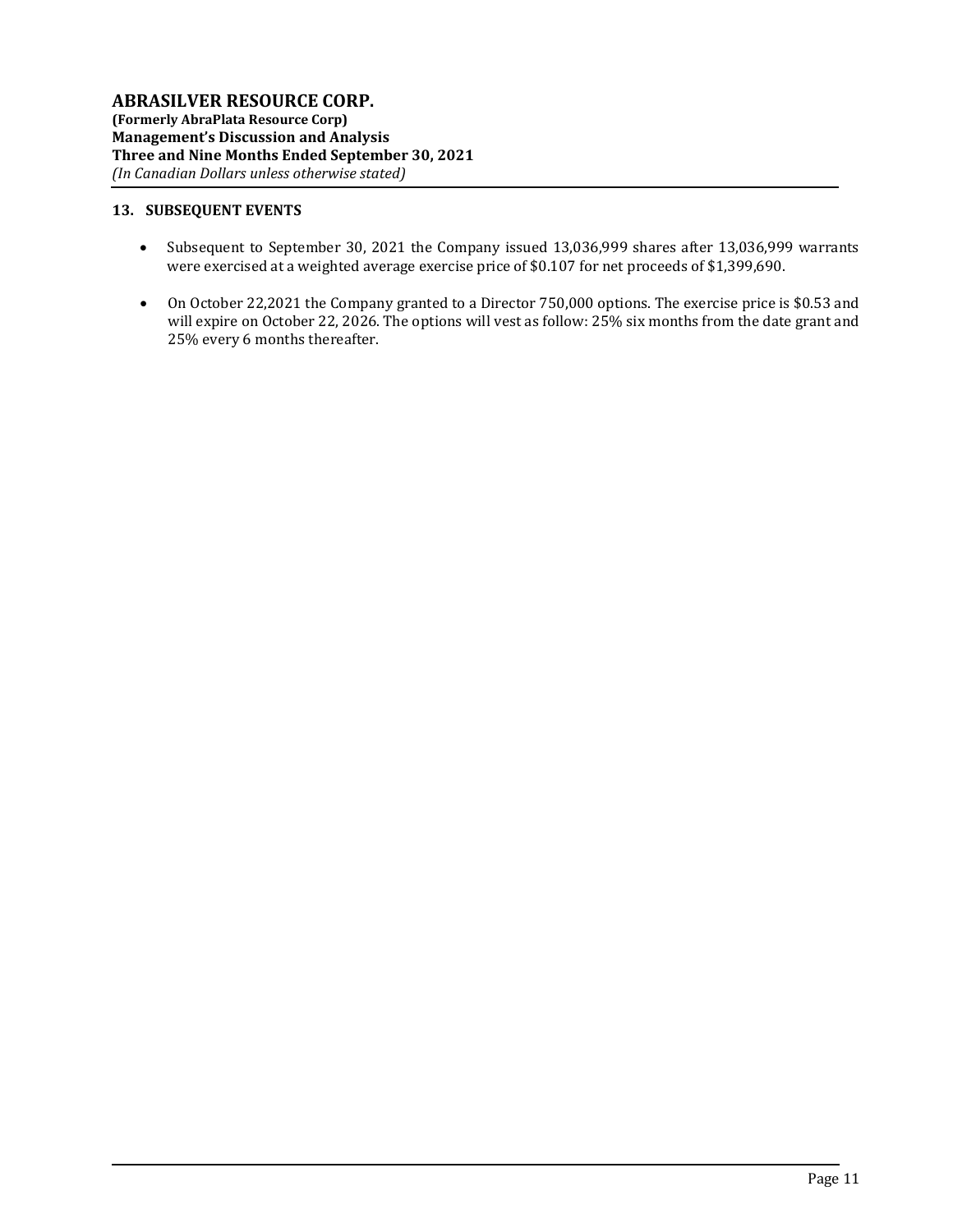## 13. SUBSEQUENT EVENTS

- Subsequent to September 30, 2021 the Company issued 13,036,999 shares after 13,036,999 warrants were exercised at a weighted average exercise price of $0.107 for net proceeds of $1,399,690.
- On October 22,2021 the Company granted to a Director 750,000 options. The exercise price is $0.53 and will expire on October 22, 2026. The options will vest as follow: 25% six months from the date grant and 25% every 6 months thereafter.